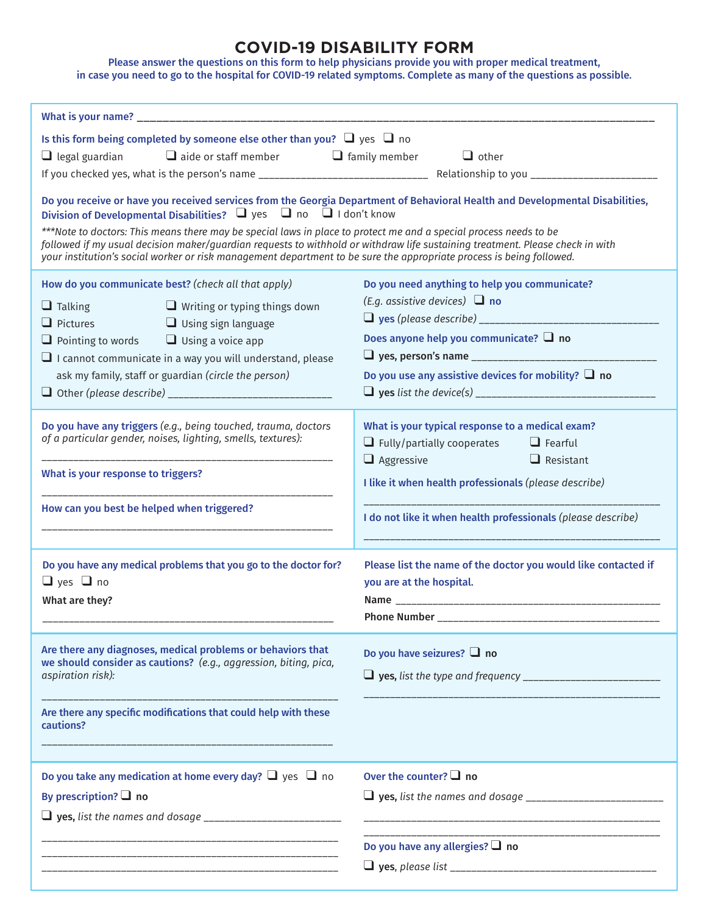# COVID-19 DISABILITY FORM

**Please answer the questions on this form to help physicians provide you with proper medical treatment, in case you need to go to the hospital for COVID-19 related symptoms. Complete as many of the questions as possible.**

**What is your name?** ______________________________________________________________________________

**Is this form being completed by someone else other than you?** ❑ yes ❑ no

❑ legal guardian ❑ aide or staff member ❑ family member ❑ other

If you checked yes, what is the person's name ______________________________ Relationship to you ______________________

**Do you receive or have you received services from the Georgia Department of Behavioral Health and Developmental Disabilities, Division of Developmental Disabilities?** ❑ yes ❑ no ❑ I don't know

*\*\*\*Note to doctors: This means there may be special laws in place to protect me and a special process needs to be followed if my usual decision maker/guardian requests to withhold or withdraw life sustaining treatment. Please check in with your institution's social worker or risk management department to be sure the appropriate process is being followed.*

**How do you communicate best?** *(check all that apply)*

❑ Talking ❑ Writing or typing things down
❑ Pictures ❑ Using sign language
❑ Pointing to words ❑ Using a voice app
❑ I cannot communicate in a way you will understand, please ask my family, staff or guardian *(circle the person)*
❑ Other *(please describe)* ______________________________

**Do you need anything to help you communicate?** *(E.g. assistive devices)* ❑ **no**

❑ **yes** *(please describe)* ________________________________

**Does anyone help you communicate?** ❑ **no**

❑ **yes, person's name** ________________________________

**Do you use any assistive devices for mobility?** ❑ **no**

❑ **yes** *list the device(s)* ________________________________

**Do you have any triggers** *(e.g., being touched, trauma, doctors of a particular gender, noises, lighting, smells, textures)*:

______________________________________________________

**What is your response to triggers?**

______________________________________________________

**How can you best be helped when triggered?**

______________________________________________________

**What is your typical response to a medical exam?**

❑ Fully/partially cooperates ❑ Fearful
❑ Aggressive ❑ Resistant

**I like it when health professionals** *(please describe)*

______________________________________________________

**I do not like it when health professionals** *(please describe)*

______________________________________________________

**Do you have any medical problems that you go to the doctor for?**

❑ yes ❑ no

**What are they?**

______________________________________________________

**Please list the name of the doctor you would like contacted if you are at the hospital.**

**Name** ______________________________________________

**Phone Number** ______________________________________

**Are there any diagnoses, medical problems or behaviors that we should consider as cautions?** *(e.g., aggression, biting, pica, aspiration risk)*:

______________________________________________________

**Are there any specific modifications that could help with these cautions?**

______________________________________________________

**Do you have seizures?** ❑ **no**

❑ **yes,** *list the type and frequency* ________________________

______________________________________________________

**Do you take any medication at home every day?** ❑ yes ❑ no

**By prescription?** ❑ **no**

❑ **yes,** *list the names and dosage* ________________________

______________________________________________________

______________________________________________________

______________________________________________________

**Over the counter?** ❑ **no**

❑ **yes,** *list the names and dosage* ________________________

______________________________________________________

______________________________________________________

**Do you have any allergies?** ❑ **no**

❑ **yes,** *please list* ____________________________________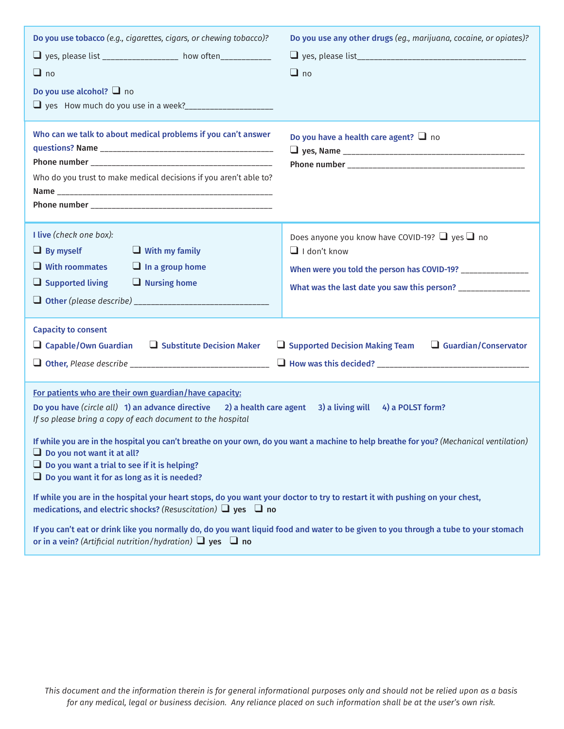**Do you use tobacco** *(e.g., cigarettes, cigars, or chewing tobacco)?*

❑ yes, please list _________________ how often____________

❑ no

**Do you use alcohol?** ❑ no

❑ yes How much do you use in a week?____________________

**Do you use any other drugs** *(eg., marijuana, cocaine, or opiates)?*

❑ yes, please list________________________________________

❑ no

**Who can we talk to about medical problems if you can't answer questions?** **Name** ___________________________________________

**Phone number** ___________________________________________

Who do you trust to make medical decisions if you aren't able to?

**Name** ___________________________________________________

**Phone number** ___________________________________________

**Do you have a health care agent?** ❑ no

❑ **yes, Name** ___________________________________________

**Phone number** ___________________________________________

**I live** *(check one box):*

❑ **By myself**

❑ **With my family**

❑ **With roommates**

❑ **In a group home**

❑ **Supported living**

❑ **Nursing home**

❑ **Other** *(please describe)* _______________________________

Does anyone you know have COVID-19? ❑ yes ❑ no

❑ I don't know

**When were you told the person has COVID-19?** _______________

**What was the last date you saw this person?** ________________

**Capacity to consent**

❑ **Capable/Own Guardian** ❑ **Substitute Decision Maker** ❑ **Supported Decision Making Team** ❑ **Guardian/Conservator**

❑ **Other,** *Please describe* _________________________________ ❑ **How was this decided?** ___________________________________

**For patients who are their own guardian/have capacity:**

**Do you have** *(circle all)* **1) an advance directive 2) a health care agent 3) a living will 4) a POLST form?**

*If so please bring a copy of each document to the hospital*

**If while you are in the hospital you can't breathe on your own, do you want a machine to help breathe for you?** *(Mechanical ventilation)*

❑ **Do you not want it at all?**

❑ **Do you want a trial to see if it is helping?**

❑ **Do you want it for as long as it is needed?**

**If while you are in the hospital your heart stops, do you want your doctor to try to restart it with pushing on your chest, medications, and electric shocks?** *(Resuscitation)* ❑ **yes** ❑ **no**

**If you can't eat or drink like you normally do, do you want liquid food and water to be given to you through a tube to your stomach or in a vein?** *(Artificial nutrition/hydration)* ❑ **yes** ❑ **no**

*This document and the information therein is for general informational purposes only and should not be relied upon as a basis for any medical, legal or business decision. Any reliance placed on such information shall be at the user's own risk.*